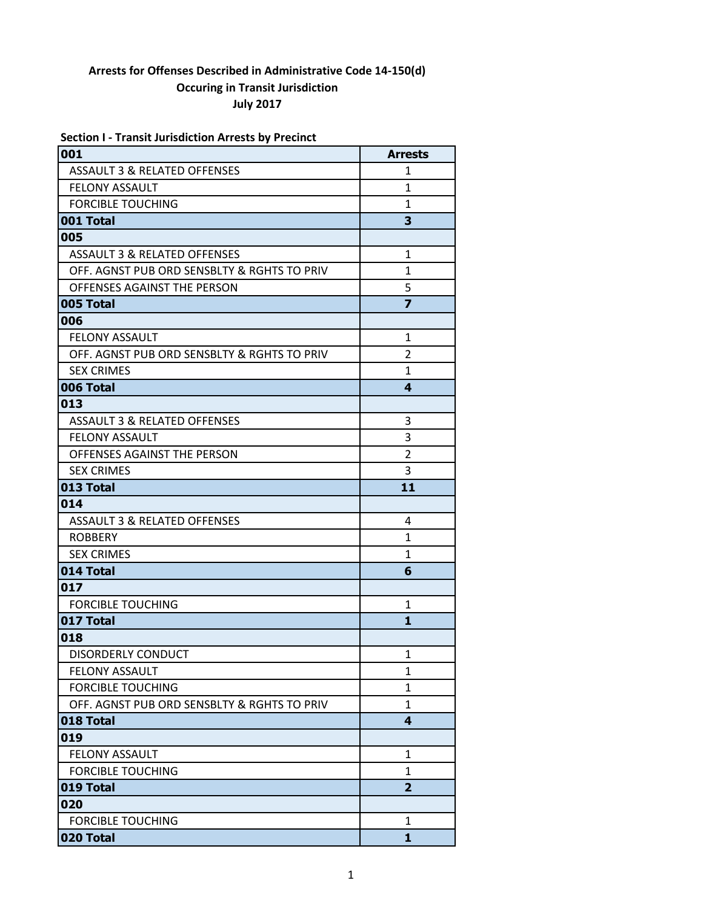# Arrests for Offenses Described in Administrative Code 14-150(d)
## Occuring in Transit Jurisdiction
## July 2017

**Section I - Transit Jurisdiction Arrests by Precinct**

| 001 | Arrests |
|---|---|
| ASSAULT 3 & RELATED OFFENSES | 1 |
| FELONY ASSAULT | 1 |
| FORCIBLE TOUCHING | 1 |
| **001 Total** | **3** |
| **005** | |
| ASSAULT 3 & RELATED OFFENSES | 1 |
| OFF. AGNST PUB ORD SENSBLTY & RGHTS TO PRIV | 1 |
| OFFENSES AGAINST THE PERSON | 5 |
| **005 Total** | **7** |
| **006** | |
| FELONY ASSAULT | 1 |
| OFF. AGNST PUB ORD SENSBLTY & RGHTS TO PRIV | 2 |
| SEX CRIMES | 1 |
| **006 Total** | **4** |
| **013** | |
| ASSAULT 3 & RELATED OFFENSES | 3 |
| FELONY ASSAULT | 3 |
| OFFENSES AGAINST THE PERSON | 2 |
| SEX CRIMES | 3 |
| **013 Total** | **11** |
| **014** | |
| ASSAULT 3 & RELATED OFFENSES | 4 |
| ROBBERY | 1 |
| SEX CRIMES | 1 |
| **014 Total** | **6** |
| **017** | |
| FORCIBLE TOUCHING | 1 |
| **017 Total** | **1** |
| **018** | |
| DISORDERLY CONDUCT | 1 |
| FELONY ASSAULT | 1 |
| FORCIBLE TOUCHING | 1 |
| OFF. AGNST PUB ORD SENSBLTY & RGHTS TO PRIV | 1 |
| **018 Total** | **4** |
| **019** | |
| FELONY ASSAULT | 1 |
| FORCIBLE TOUCHING | 1 |
| **019 Total** | **2** |
| **020** | |
| FORCIBLE TOUCHING | 1 |
| **020 Total** | **1** |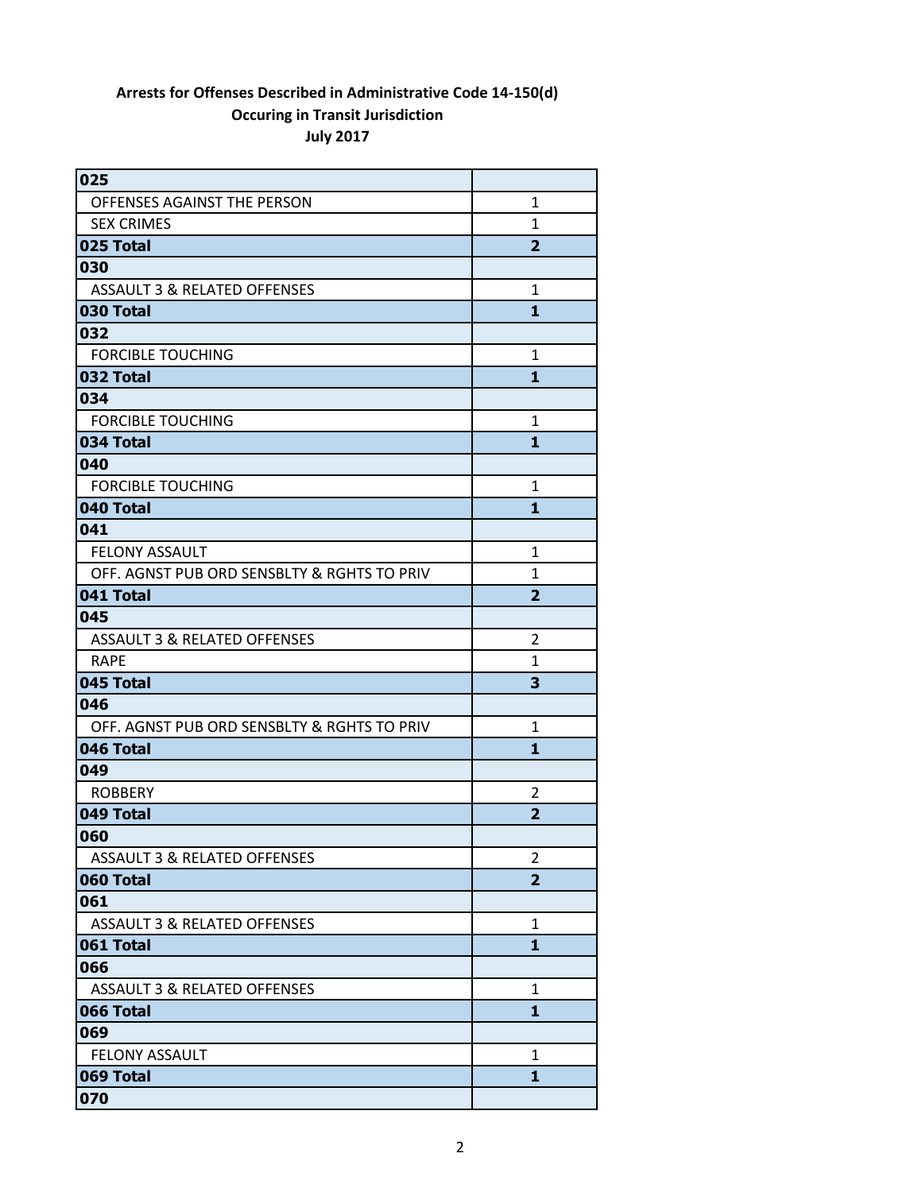**Arrests for Offenses Described in Administrative Code 14-150(d)**
**Occuring in Transit Jurisdiction**
**July 2017**

| | |
|---|---|
| **025** | |
| OFFENSES AGAINST THE PERSON | 1 |
| SEX CRIMES | 1 |
| **025 Total** | **2** |
| **030** | |
| ASSAULT 3 & RELATED OFFENSES | 1 |
| **030 Total** | **1** |
| **032** | |
| FORCIBLE TOUCHING | 1 |
| **032 Total** | **1** |
| **034** | |
| FORCIBLE TOUCHING | 1 |
| **034 Total** | **1** |
| **040** | |
| FORCIBLE TOUCHING | 1 |
| **040 Total** | **1** |
| **041** | |
| FELONY ASSAULT | 1 |
| OFF. AGNST PUB ORD SENSBLTY & RGHTS TO PRIV | 1 |
| **041 Total** | **2** |
| **045** | |
| ASSAULT 3 & RELATED OFFENSES | 2 |
| RAPE | 1 |
| **045 Total** | **3** |
| **046** | |
| OFF. AGNST PUB ORD SENSBLTY & RGHTS TO PRIV | 1 |
| **046 Total** | **1** |
| **049** | |
| ROBBERY | 2 |
| **049 Total** | **2** |
| **060** | |
| ASSAULT 3 & RELATED OFFENSES | 2 |
| **060 Total** | **2** |
| **061** | |
| ASSAULT 3 & RELATED OFFENSES | 1 |
| **061 Total** | **1** |
| **066** | |
| ASSAULT 3 & RELATED OFFENSES | 1 |
| **066 Total** | **1** |
| **069** | |
| FELONY ASSAULT | 1 |
| **069 Total** | **1** |
| **070** | |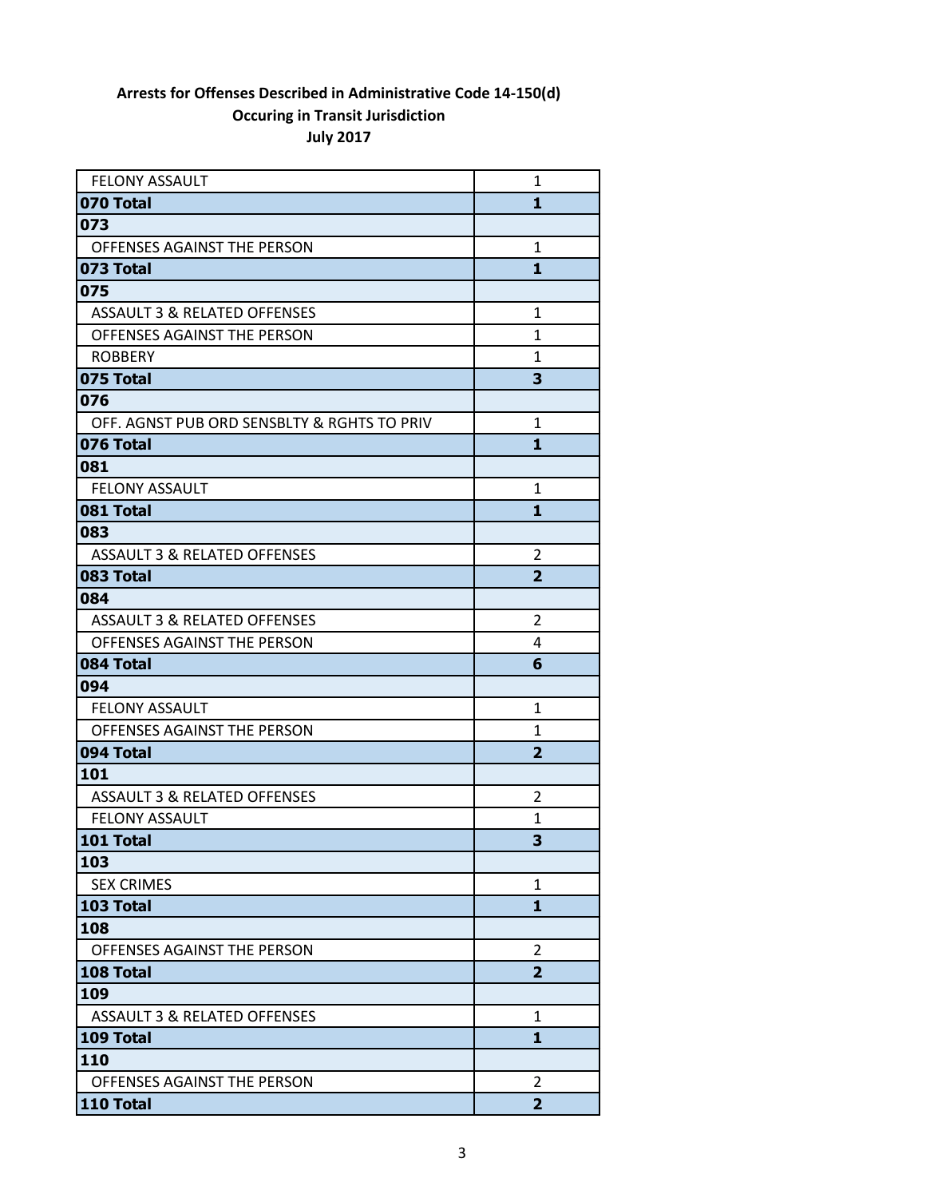**Arrests for Offenses Described in Administrative Code 14-150(d)**
**Occuring in Transit Jurisdiction**
**July 2017**

| | |
|---|---|
| FELONY ASSAULT | 1 |
| **070 Total** | **1** |
| **073** | |
| OFFENSES AGAINST THE PERSON | 1 |
| **073 Total** | **1** |
| **075** | |
| ASSAULT 3 & RELATED OFFENSES | 1 |
| OFFENSES AGAINST THE PERSON | 1 |
| ROBBERY | 1 |
| **075 Total** | **3** |
| **076** | |
| OFF. AGNST PUB ORD SENSBLTY & RGHTS TO PRIV | 1 |
| **076 Total** | **1** |
| **081** | |
| FELONY ASSAULT | 1 |
| **081 Total** | **1** |
| **083** | |
| ASSAULT 3 & RELATED OFFENSES | 2 |
| **083 Total** | **2** |
| **084** | |
| ASSAULT 3 & RELATED OFFENSES | 2 |
| OFFENSES AGAINST THE PERSON | 4 |
| **084 Total** | **6** |
| **094** | |
| FELONY ASSAULT | 1 |
| OFFENSES AGAINST THE PERSON | 1 |
| **094 Total** | **2** |
| **101** | |
| ASSAULT 3 & RELATED OFFENSES | 2 |
| FELONY ASSAULT | 1 |
| **101 Total** | **3** |
| **103** | |
| SEX CRIMES | 1 |
| **103 Total** | **1** |
| **108** | |
| OFFENSES AGAINST THE PERSON | 2 |
| **108 Total** | **2** |
| **109** | |
| ASSAULT 3 & RELATED OFFENSES | 1 |
| **109 Total** | **1** |
| **110** | |
| OFFENSES AGAINST THE PERSON | 2 |
| **110 Total** | **2** |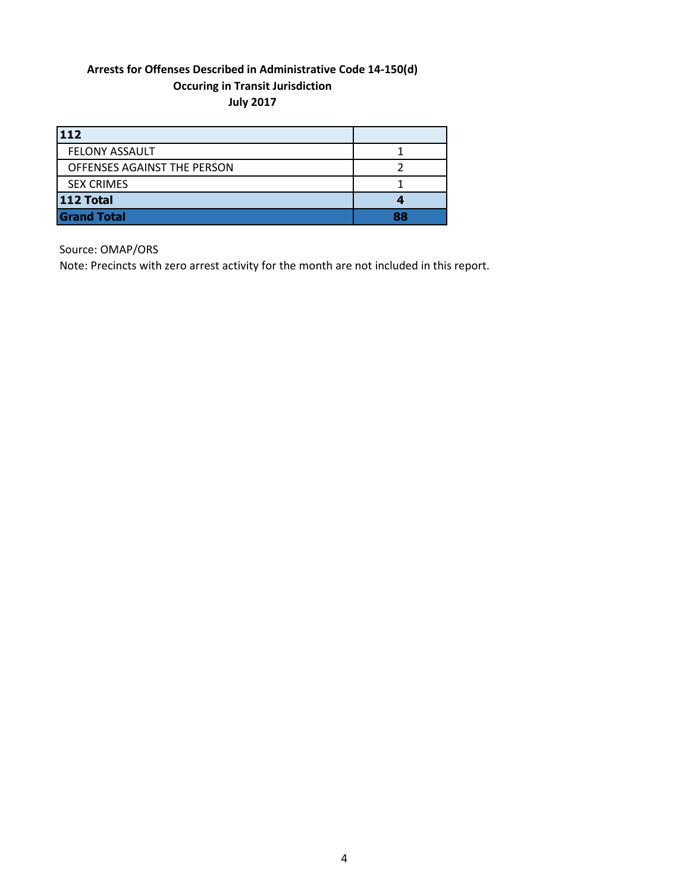**Arrests for Offenses Described in Administrative Code 14-150(d)**
**Occuring in Transit Jurisdiction**
**July 2017**

| **112** | |
|---|---|
| FELONY ASSAULT | 1 |
| OFFENSES AGAINST THE PERSON | 2 |
| SEX CRIMES | 1 |
| **112 Total** | **4** |
| **Grand Total** | **88** |

Source: OMAP/ORS

Note: Precincts with zero arrest activity for the month are not included in this report.